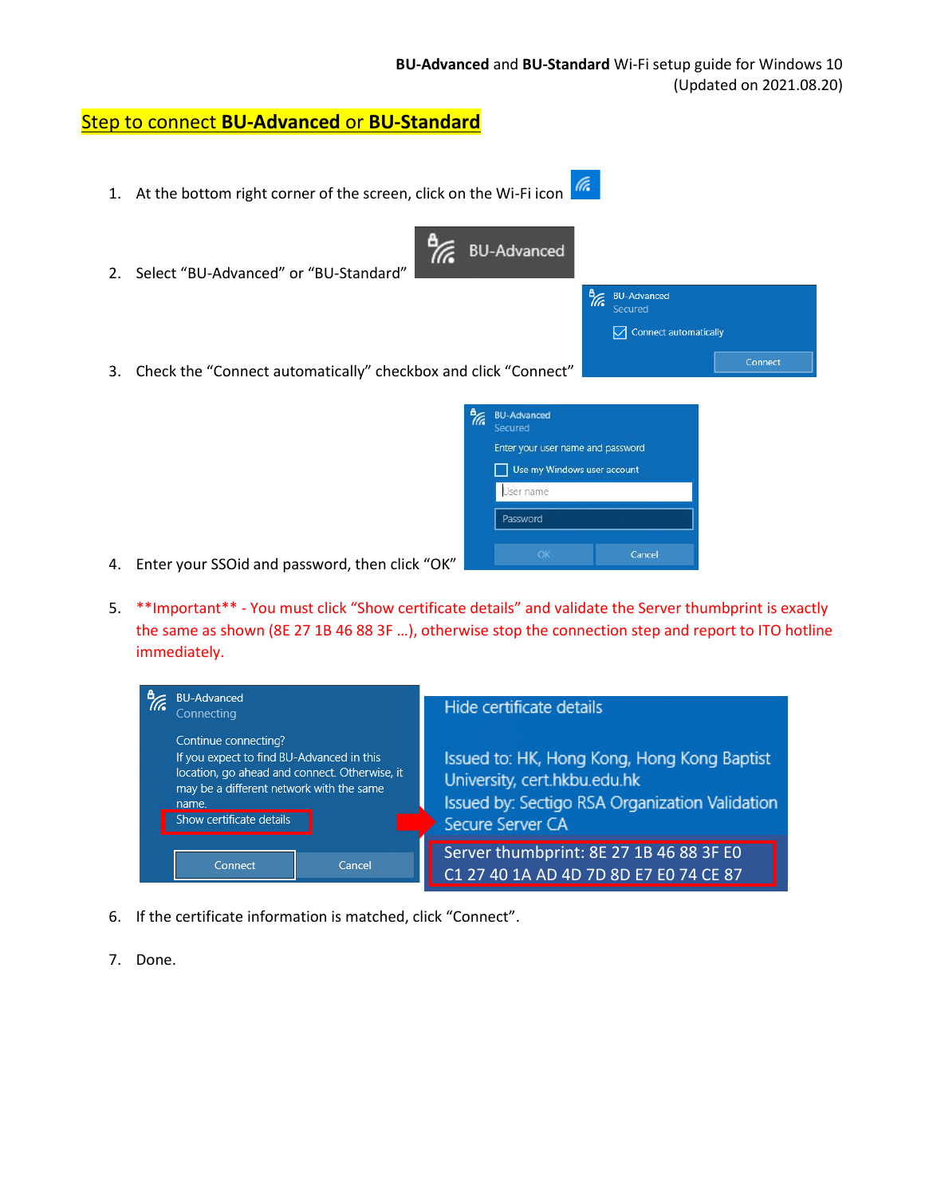**BU-Advanced** and **BU-Standard** Wi-Fi setup guide for Windows 10
(Updated on 2021.08.20)

## Step to connect **BU-Advanced** or **BU-Standard**

1. At the bottom right corner of the screen, click on the Wi-Fi icon
2. Select "BU-Advanced" or "BU-Standard"
3. Check the "Connect automatically" checkbox and click "Connect"
4. Enter your SSOid and password, then click "OK"
5. **Important** - You must click "Show certificate details" and validate the Server thumbprint is exactly the same as shown (8E 27 1B 46 88 3F ...), otherwise stop the connection step and report to ITO hotline immediately.

   Hide certificate details

   Issued to: HK, Hong Kong, Hong Kong Baptist University, cert.hkbu.edu.hk
   Issued by: Sectigo RSA Organization Validation Secure Server CA
   Server thumbprint: 8E 27 1B 46 88 3F E0 C1 27 40 1A AD 4D 7D 8D E7 E0 74 CE 87

6. If the certificate information is matched, click "Connect".
7. Done.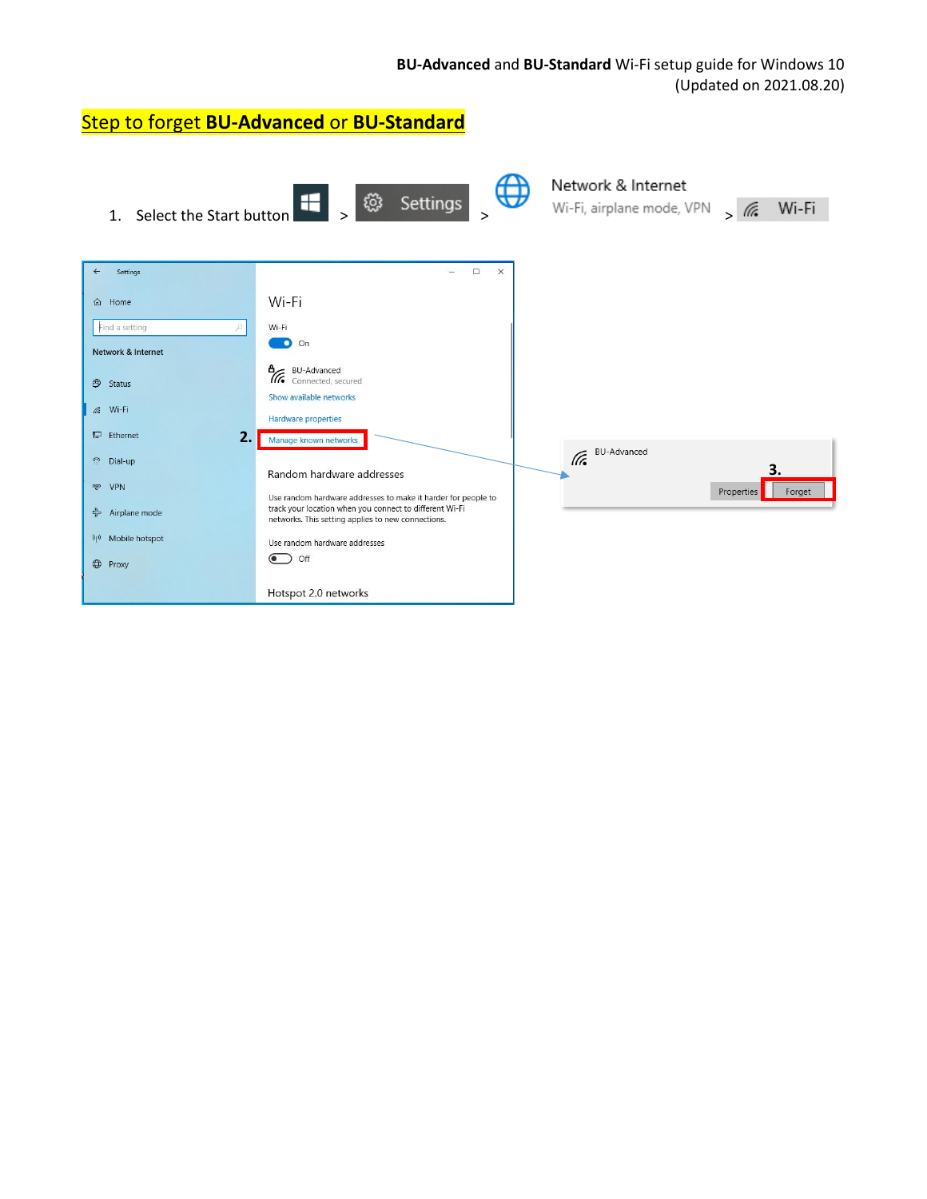## Step to forget **BU-Advanced** or **BU-Standard**

1. Select the Start button > Settings > Network & Internet (Wi-Fi, airplane mode, VPN) > Wi-Fi

2. Manage known networks

3. Forget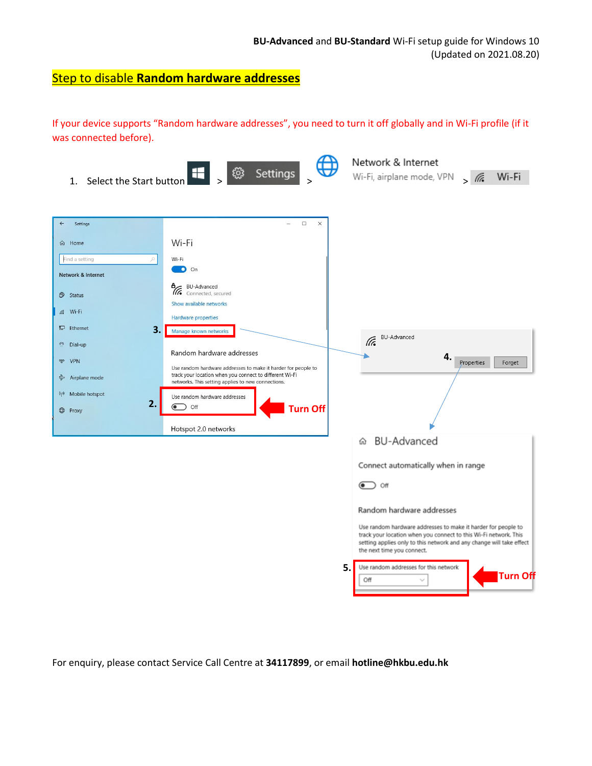## Step to disable **Random hardware addresses**

If your device supports “Random hardware addresses”, you need to turn it off globally and in Wi-Fi profile (if it was connected before).

1. Select the Start button > Settings > Network & Internet (Wi-Fi, airplane mode, VPN) > Wi-Fi

2. Use random hardware addresses — Off — **Turn Off**

3. Manage known networks

4. BU-Advanced — Properties

5. Use random addresses for this network — Off — **Turn Off**

For enquiry, please contact Service Call Centre at **34117899**, or email **hotline@hkbu.edu.hk**